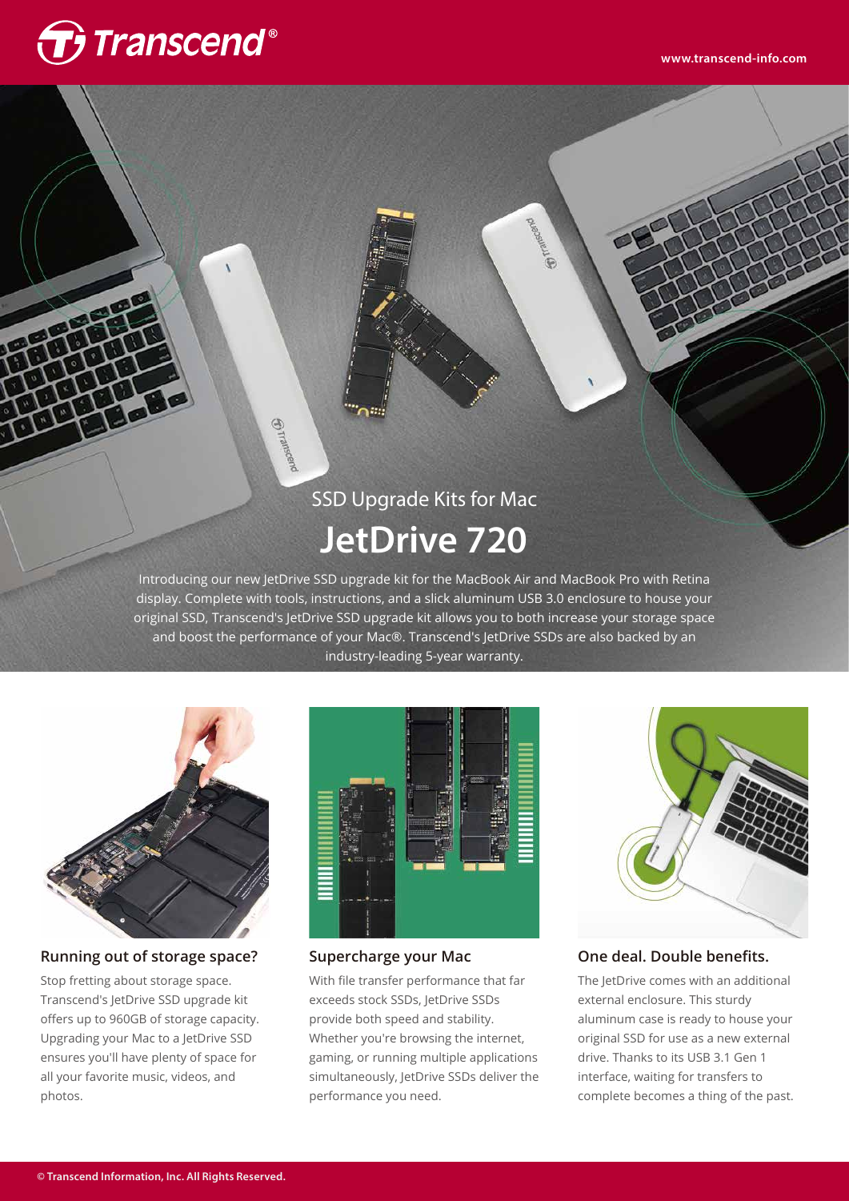# SSD Upgrade Kits for Mac

## JetDrive 720

Introducing our new JetDrive SSD upgrade kit for the MacBook Air and MacBook Pro with Retina display. Complete with tools, instructions, and a slick aluminum USB 3.0 enclosure to house your original SSD, Transcend's JetDrive SSD upgrade kit allows you to both increase your storage space and boost the performance of your Mac®. Transcend's JetDrive SSDs are also backed by an industry-leading 5-year warranty.

### Running out of storage space?

Stop fretting about storage space. Transcend's JetDrive SSD upgrade kit offers up to 960GB of storage capacity. Upgrading your Mac to a JetDrive SSD ensures you'll have plenty of space for all your favorite music, videos, and photos.

### Supercharge your Mac

With file transfer performance that far exceeds stock SSDs, JetDrive SSDs provide both speed and stability. Whether you're browsing the internet, gaming, or running multiple applications simultaneously, JetDrive SSDs deliver the performance you need.

### One deal. Double benefits.

The JetDrive comes with an additional external enclosure. This sturdy aluminum case is ready to house your original SSD for use as a new external drive. Thanks to its USB 3.1 Gen 1 interface, waiting for transfers to complete becomes a thing of the past.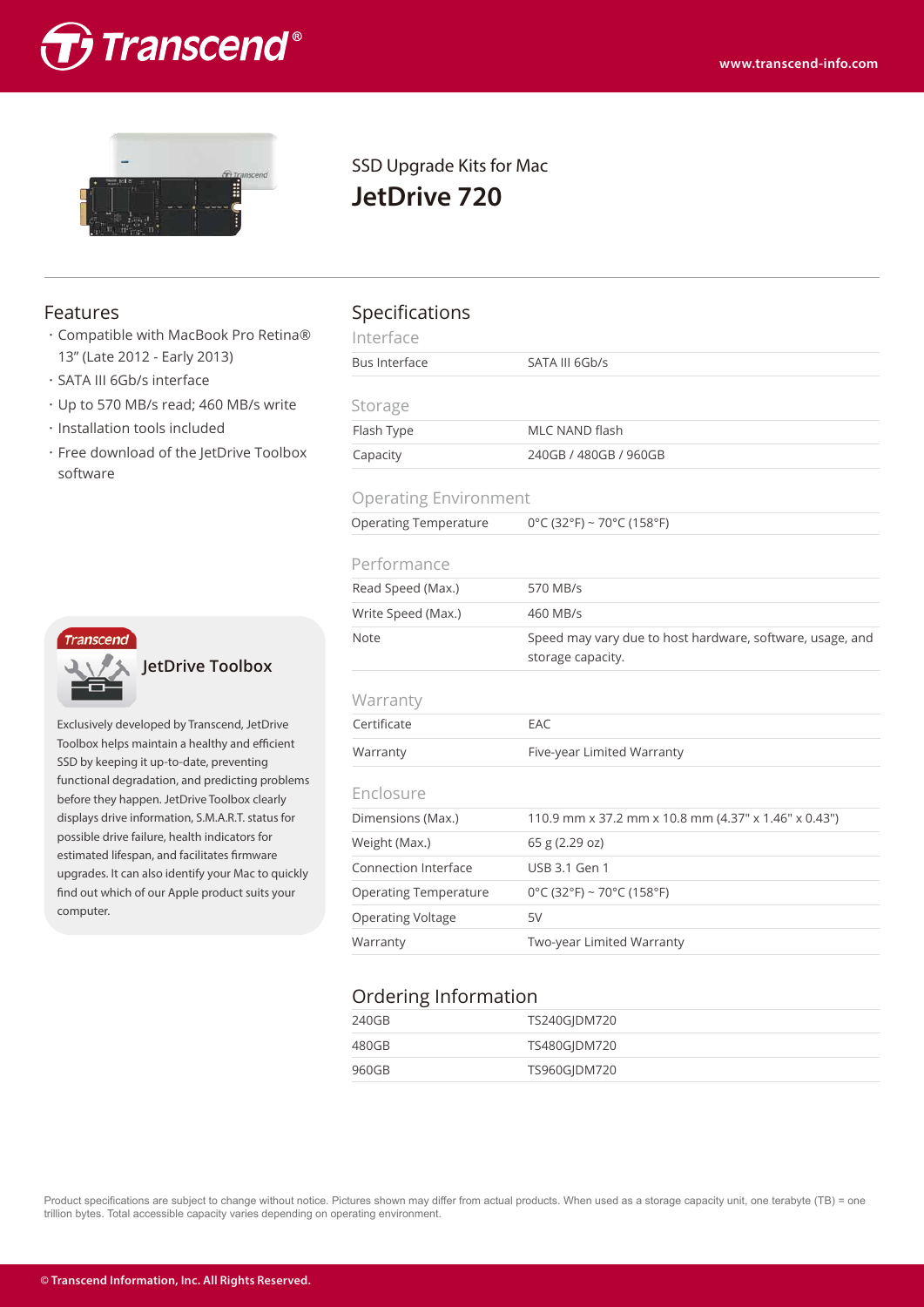SSD Upgrade Kits for Mac

# JetDrive 720

## Features

- Compatible with MacBook Pro Retina® 13" (Late 2012 - Early 2013)
- SATA III 6Gb/s interface
- Up to 570 MB/s read; 460 MB/s write
- Installation tools included
- Free download of the JetDrive Toolbox software

### JetDrive Toolbox

Exclusively developed by Transcend, JetDrive Toolbox helps maintain a healthy and efficient SSD by keeping it up-to-date, preventing functional degradation, and predicting problems before they happen. JetDrive Toolbox clearly displays drive information, S.M.A.R.T. status for possible drive failure, health indicators for estimated lifespan, and facilitates firmware upgrades. It can also identify your Mac to quickly find out which of our Apple product suits your computer.

## Specifications

### Interface

| | |
|---|---|
| Bus Interface | SATA III 6Gb/s |

### Storage

| | |
|---|---|
| Flash Type | MLC NAND flash |
| Capacity | 240GB / 480GB / 960GB |

### Operating Environment

| | |
|---|---|
| Operating Temperature | 0°C (32°F) ~ 70°C (158°F) |

### Performance

| | |
|---|---|
| Read Speed (Max.) | 570 MB/s |
| Write Speed (Max.) | 460 MB/s |
| Note | Speed may vary due to host hardware, software, usage, and storage capacity. |

### Warranty

| | |
|---|---|
| Certificate | EAC |
| Warranty | Five-year Limited Warranty |

### Enclosure

| | |
|---|---|
| Dimensions (Max.) | 110.9 mm x 37.2 mm x 10.8 mm (4.37" x 1.46" x 0.43") |
| Weight (Max.) | 65 g (2.29 oz) |
| Connection Interface | USB 3.1 Gen 1 |
| Operating Temperature | 0°C (32°F) ~ 70°C (158°F) |
| Operating Voltage | 5V |
| Warranty | Two-year Limited Warranty |

## Ordering Information

| | |
|---|---|
| 240GB | TS240GJDM720 |
| 480GB | TS480GJDM720 |
| 960GB | TS960GJDM720 |

Product specifications are subject to change without notice. Pictures shown may differ from actual products. When used as a storage capacity unit, one terabyte (TB) = one trillion bytes. Total accessible capacity varies depending on operating environment.